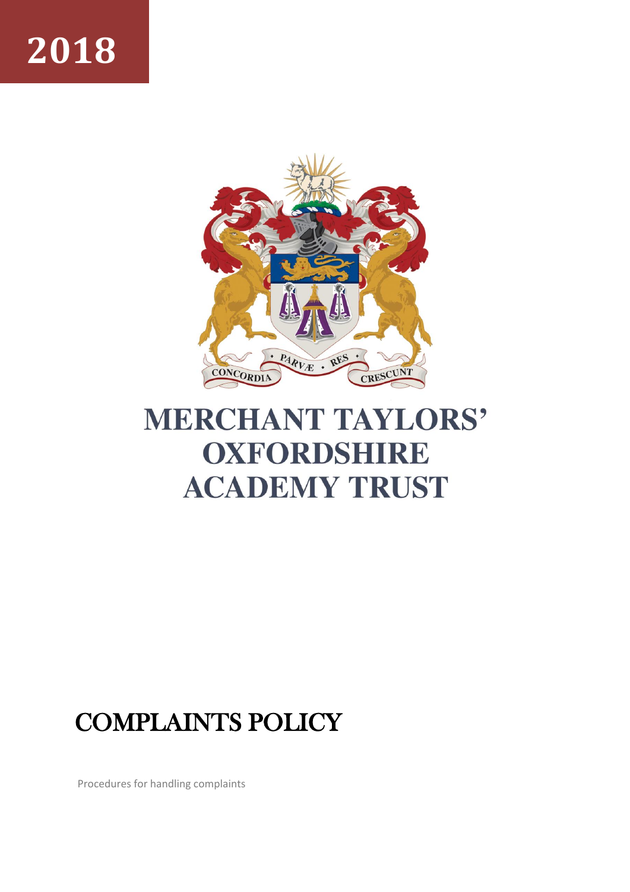2018

CONCORDIA PARVÆ RES CRESCUNT

# MERCHANT TAYLORS' OXFORDSHIRE ACADEMY TRUST

# COMPLAINTS POLICY

Procedures for handling complaints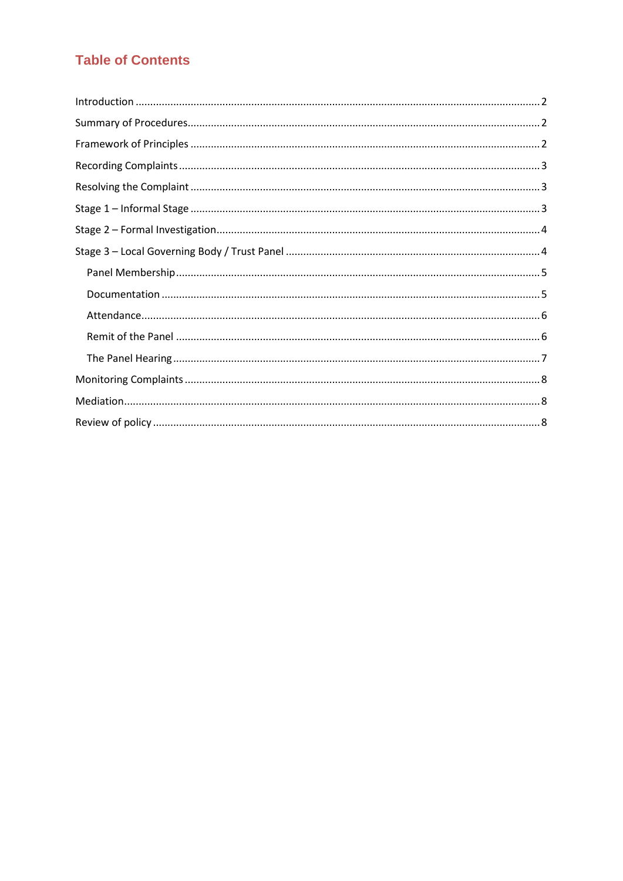## Table of Contents

Introduction .......... 2

Summary of Procedures .......... 2

Framework of Principles .......... 2

Recording Complaints .......... 3

Resolving the Complaint .......... 3

Stage 1 – Informal Stage .......... 3

Stage 2 – Formal Investigation .......... 4

Stage 3 – Local Governing Body / Trust Panel .......... 4

- Panel Membership .......... 5
- Documentation .......... 5
- Attendance .......... 6
- Remit of the Panel .......... 6
- The Panel Hearing .......... 7

Monitoring Complaints .......... 8

Mediation .......... 8

Review of policy .......... 8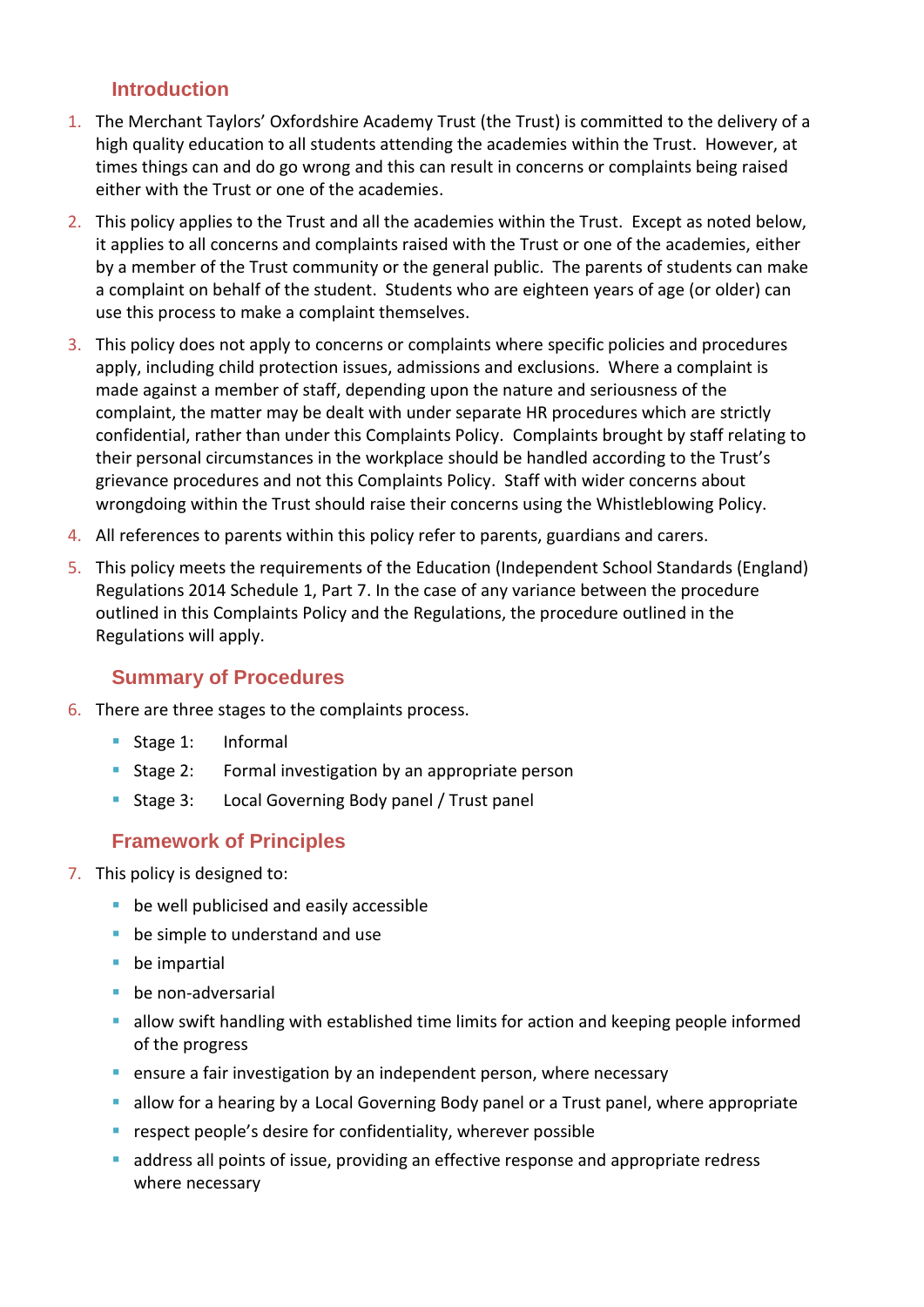## Introduction

1. The Merchant Taylors' Oxfordshire Academy Trust (the Trust) is committed to the delivery of a high quality education to all students attending the academies within the Trust. However, at times things can and do go wrong and this can result in concerns or complaints being raised either with the Trust or one of the academies.

2. This policy applies to the Trust and all the academies within the Trust. Except as noted below, it applies to all concerns and complaints raised with the Trust or one of the academies, either by a member of the Trust community or the general public. The parents of students can make a complaint on behalf of the student. Students who are eighteen years of age (or older) can use this process to make a complaint themselves.

3. This policy does not apply to concerns or complaints where specific policies and procedures apply, including child protection issues, admissions and exclusions. Where a complaint is made against a member of staff, depending upon the nature and seriousness of the complaint, the matter may be dealt with under separate HR procedures which are strictly confidential, rather than under this Complaints Policy. Complaints brought by staff relating to their personal circumstances in the workplace should be handled according to the Trust's grievance procedures and not this Complaints Policy. Staff with wider concerns about wrongdoing within the Trust should raise their concerns using the Whistleblowing Policy.

4. All references to parents within this policy refer to parents, guardians and carers.

5. This policy meets the requirements of the Education (Independent School Standards (England) Regulations 2014 Schedule 1, Part 7. In the case of any variance between the procedure outlined in this Complaints Policy and the Regulations, the procedure outlined in the Regulations will apply.

## Summary of Procedures

6. There are three stages to the complaints process.
   - Stage 1: Informal
   - Stage 2: Formal investigation by an appropriate person
   - Stage 3: Local Governing Body panel / Trust panel

## Framework of Principles

7. This policy is designed to:
   - be well publicised and easily accessible
   - be simple to understand and use
   - be impartial
   - be non-adversarial
   - allow swift handling with established time limits for action and keeping people informed of the progress
   - ensure a fair investigation by an independent person, where necessary
   - allow for a hearing by a Local Governing Body panel or a Trust panel, where appropriate
   - respect people's desire for confidentiality, wherever possible
   - address all points of issue, providing an effective response and appropriate redress where necessary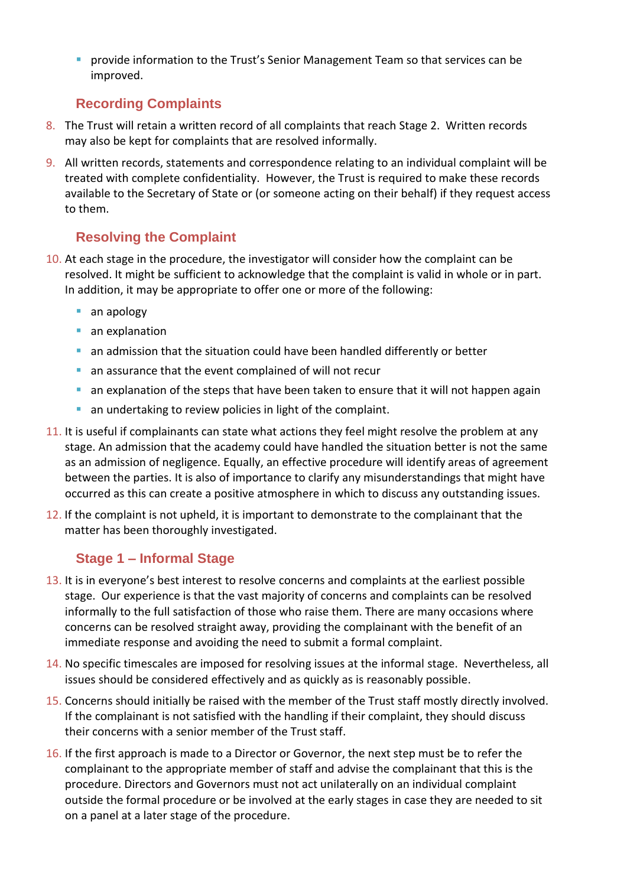- provide information to the Trust's Senior Management Team so that services can be improved.

## Recording Complaints

8. The Trust will retain a written record of all complaints that reach Stage 2. Written records may also be kept for complaints that are resolved informally.

9. All written records, statements and correspondence relating to an individual complaint will be treated with complete confidentiality. However, the Trust is required to make these records available to the Secretary of State or (or someone acting on their behalf) if they request access to them.

## Resolving the Complaint

10. At each stage in the procedure, the investigator will consider how the complaint can be resolved. It might be sufficient to acknowledge that the complaint is valid in whole or in part. In addition, it may be appropriate to offer one or more of the following:
    - an apology
    - an explanation
    - an admission that the situation could have been handled differently or better
    - an assurance that the event complained of will not recur
    - an explanation of the steps that have been taken to ensure that it will not happen again
    - an undertaking to review policies in light of the complaint.

11. It is useful if complainants can state what actions they feel might resolve the problem at any stage. An admission that the academy could have handled the situation better is not the same as an admission of negligence. Equally, an effective procedure will identify areas of agreement between the parties. It is also of importance to clarify any misunderstandings that might have occurred as this can create a positive atmosphere in which to discuss any outstanding issues.

12. If the complaint is not upheld, it is important to demonstrate to the complainant that the matter has been thoroughly investigated.

## Stage 1 – Informal Stage

13. It is in everyone's best interest to resolve concerns and complaints at the earliest possible stage. Our experience is that the vast majority of concerns and complaints can be resolved informally to the full satisfaction of those who raise them. There are many occasions where concerns can be resolved straight away, providing the complainant with the benefit of an immediate response and avoiding the need to submit a formal complaint.

14. No specific timescales are imposed for resolving issues at the informal stage. Nevertheless, all issues should be considered effectively and as quickly as is reasonably possible.

15. Concerns should initially be raised with the member of the Trust staff mostly directly involved. If the complainant is not satisfied with the handling if their complaint, they should discuss their concerns with a senior member of the Trust staff.

16. If the first approach is made to a Director or Governor, the next step must be to refer the complainant to the appropriate member of staff and advise the complainant that this is the procedure. Directors and Governors must not act unilaterally on an individual complaint outside the formal procedure or be involved at the early stages in case they are needed to sit on a panel at a later stage of the procedure.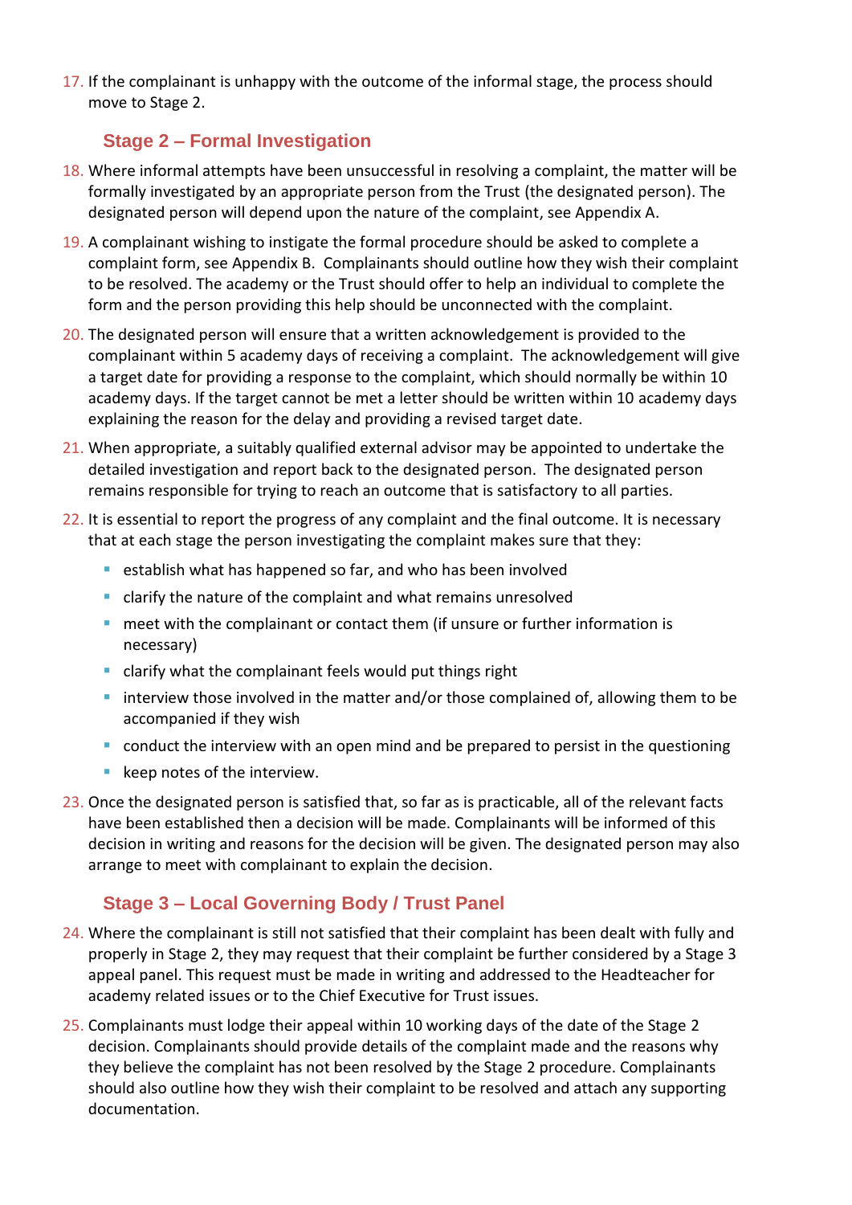17. If the complainant is unhappy with the outcome of the informal stage, the process should move to Stage 2.

### Stage 2 – Formal Investigation

18. Where informal attempts have been unsuccessful in resolving a complaint, the matter will be formally investigated by an appropriate person from the Trust (the designated person). The designated person will depend upon the nature of the complaint, see Appendix A.

19. A complainant wishing to instigate the formal procedure should be asked to complete a complaint form, see Appendix B. Complainants should outline how they wish their complaint to be resolved. The academy or the Trust should offer to help an individual to complete the form and the person providing this help should be unconnected with the complaint.

20. The designated person will ensure that a written acknowledgement is provided to the complainant within 5 academy days of receiving a complaint. The acknowledgement will give a target date for providing a response to the complaint, which should normally be within 10 academy days. If the target cannot be met a letter should be written within 10 academy days explaining the reason for the delay and providing a revised target date.

21. When appropriate, a suitably qualified external advisor may be appointed to undertake the detailed investigation and report back to the designated person. The designated person remains responsible for trying to reach an outcome that is satisfactory to all parties.

22. It is essential to report the progress of any complaint and the final outcome. It is necessary that at each stage the person investigating the complaint makes sure that they:
    - establish what has happened so far, and who has been involved
    - clarify the nature of the complaint and what remains unresolved
    - meet with the complainant or contact them (if unsure or further information is necessary)
    - clarify what the complainant feels would put things right
    - interview those involved in the matter and/or those complained of, allowing them to be accompanied if they wish
    - conduct the interview with an open mind and be prepared to persist in the questioning
    - keep notes of the interview.

23. Once the designated person is satisfied that, so far as is practicable, all of the relevant facts have been established then a decision will be made. Complainants will be informed of this decision in writing and reasons for the decision will be given. The designated person may also arrange to meet with complainant to explain the decision.

### Stage 3 – Local Governing Body / Trust Panel

24. Where the complainant is still not satisfied that their complaint has been dealt with fully and properly in Stage 2, they may request that their complaint be further considered by a Stage 3 appeal panel. This request must be made in writing and addressed to the Headteacher for academy related issues or to the Chief Executive for Trust issues.

25. Complainants must lodge their appeal within 10 working days of the date of the Stage 2 decision. Complainants should provide details of the complaint made and the reasons why they believe the complaint has not been resolved by the Stage 2 procedure. Complainants should also outline how they wish their complaint to be resolved and attach any supporting documentation.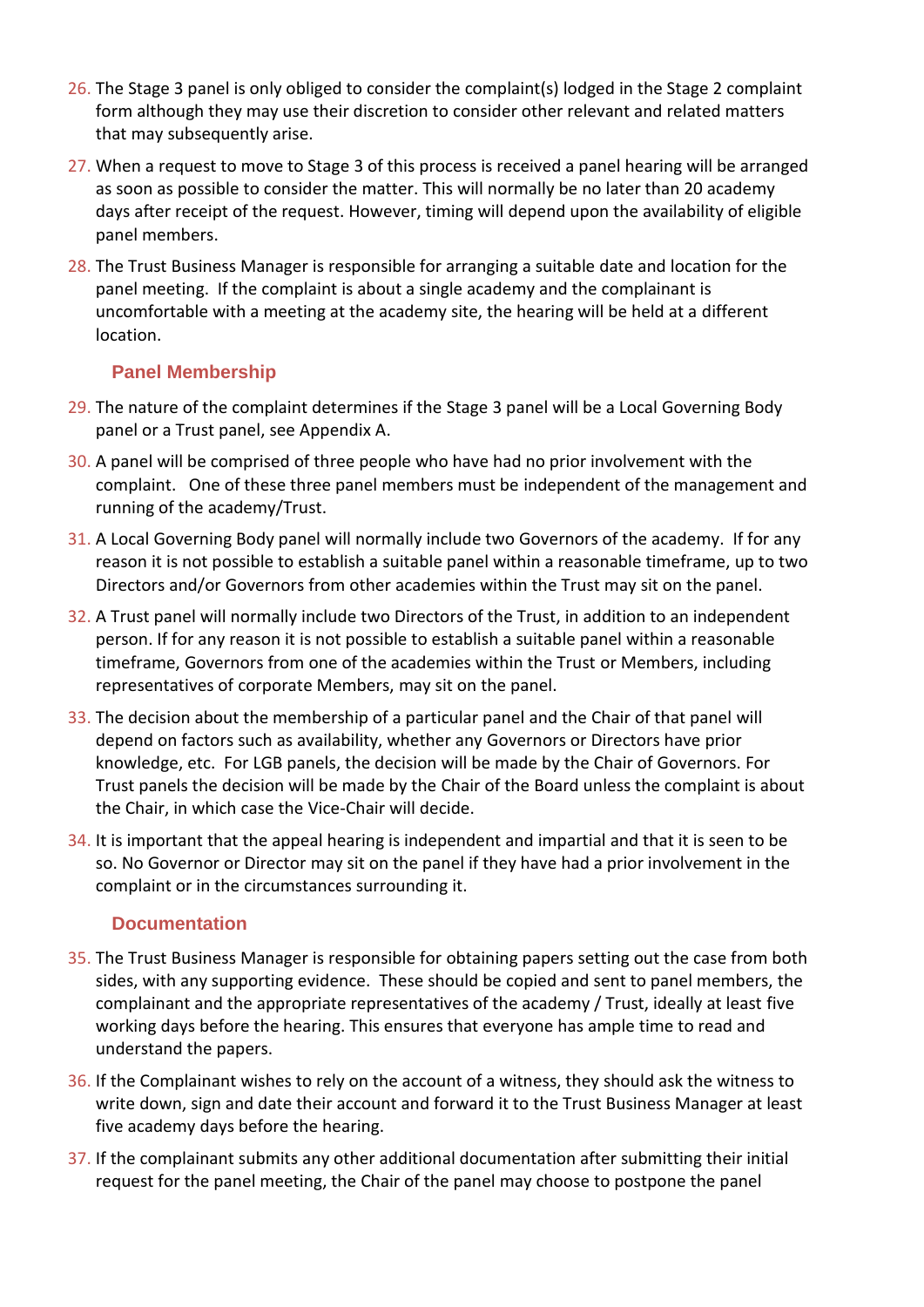26. The Stage 3 panel is only obliged to consider the complaint(s) lodged in the Stage 2 complaint form although they may use their discretion to consider other relevant and related matters that may subsequently arise.
27. When a request to move to Stage 3 of this process is received a panel hearing will be arranged as soon as possible to consider the matter. This will normally be no later than 20 academy days after receipt of the request. However, timing will depend upon the availability of eligible panel members.
28. The Trust Business Manager is responsible for arranging a suitable date and location for the panel meeting. If the complaint is about a single academy and the complainant is uncomfortable with a meeting at the academy site, the hearing will be held at a different location.

### Panel Membership

29. The nature of the complaint determines if the Stage 3 panel will be a Local Governing Body panel or a Trust panel, see Appendix A.
30. A panel will be comprised of three people who have had no prior involvement with the complaint. One of these three panel members must be independent of the management and running of the academy/Trust.
31. A Local Governing Body panel will normally include two Governors of the academy. If for any reason it is not possible to establish a suitable panel within a reasonable timeframe, up to two Directors and/or Governors from other academies within the Trust may sit on the panel.
32. A Trust panel will normally include two Directors of the Trust, in addition to an independent person. If for any reason it is not possible to establish a suitable panel within a reasonable timeframe, Governors from one of the academies within the Trust or Members, including representatives of corporate Members, may sit on the panel.
33. The decision about the membership of a particular panel and the Chair of that panel will depend on factors such as availability, whether any Governors or Directors have prior knowledge, etc. For LGB panels, the decision will be made by the Chair of Governors. For Trust panels the decision will be made by the Chair of the Board unless the complaint is about the Chair, in which case the Vice-Chair will decide.
34. It is important that the appeal hearing is independent and impartial and that it is seen to be so. No Governor or Director may sit on the panel if they have had a prior involvement in the complaint or in the circumstances surrounding it.

### Documentation

35. The Trust Business Manager is responsible for obtaining papers setting out the case from both sides, with any supporting evidence. These should be copied and sent to panel members, the complainant and the appropriate representatives of the academy / Trust, ideally at least five working days before the hearing. This ensures that everyone has ample time to read and understand the papers.
36. If the Complainant wishes to rely on the account of a witness, they should ask the witness to write down, sign and date their account and forward it to the Trust Business Manager at least five academy days before the hearing.
37. If the complainant submits any other additional documentation after submitting their initial request for the panel meeting, the Chair of the panel may choose to postpone the panel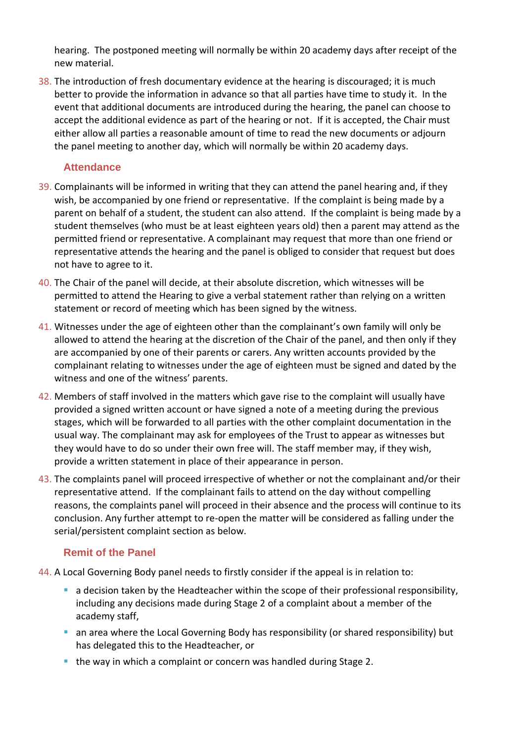hearing. The postponed meeting will normally be within 20 academy days after receipt of the new material.

38. The introduction of fresh documentary evidence at the hearing is discouraged; it is much better to provide the information in advance so that all parties have time to study it. In the event that additional documents are introduced during the hearing, the panel can choose to accept the additional evidence as part of the hearing or not. If it is accepted, the Chair must either allow all parties a reasonable amount of time to read the new documents or adjourn the panel meeting to another day, which will normally be within 20 academy days.

### Attendance

39. Complainants will be informed in writing that they can attend the panel hearing and, if they wish, be accompanied by one friend or representative. If the complaint is being made by a parent on behalf of a student, the student can also attend. If the complaint is being made by a student themselves (who must be at least eighteen years old) then a parent may attend as the permitted friend or representative. A complainant may request that more than one friend or representative attends the hearing and the panel is obliged to consider that request but does not have to agree to it.
40. The Chair of the panel will decide, at their absolute discretion, which witnesses will be permitted to attend the Hearing to give a verbal statement rather than relying on a written statement or record of meeting which has been signed by the witness.
41. Witnesses under the age of eighteen other than the complainant's own family will only be allowed to attend the hearing at the discretion of the Chair of the panel, and then only if they are accompanied by one of their parents or carers. Any written accounts provided by the complainant relating to witnesses under the age of eighteen must be signed and dated by the witness and one of the witness' parents.
42. Members of staff involved in the matters which gave rise to the complaint will usually have provided a signed written account or have signed a note of a meeting during the previous stages, which will be forwarded to all parties with the other complaint documentation in the usual way. The complainant may ask for employees of the Trust to appear as witnesses but they would have to do so under their own free will. The staff member may, if they wish, provide a written statement in place of their appearance in person.
43. The complaints panel will proceed irrespective of whether or not the complainant and/or their representative attend. If the complainant fails to attend on the day without compelling reasons, the complaints panel will proceed in their absence and the process will continue to its conclusion. Any further attempt to re-open the matter will be considered as falling under the serial/persistent complaint section as below.

### Remit of the Panel

44. A Local Governing Body panel needs to firstly consider if the appeal is in relation to:
    - a decision taken by the Headteacher within the scope of their professional responsibility, including any decisions made during Stage 2 of a complaint about a member of the academy staff,
    - an area where the Local Governing Body has responsibility (or shared responsibility) but has delegated this to the Headteacher, or
    - the way in which a complaint or concern was handled during Stage 2.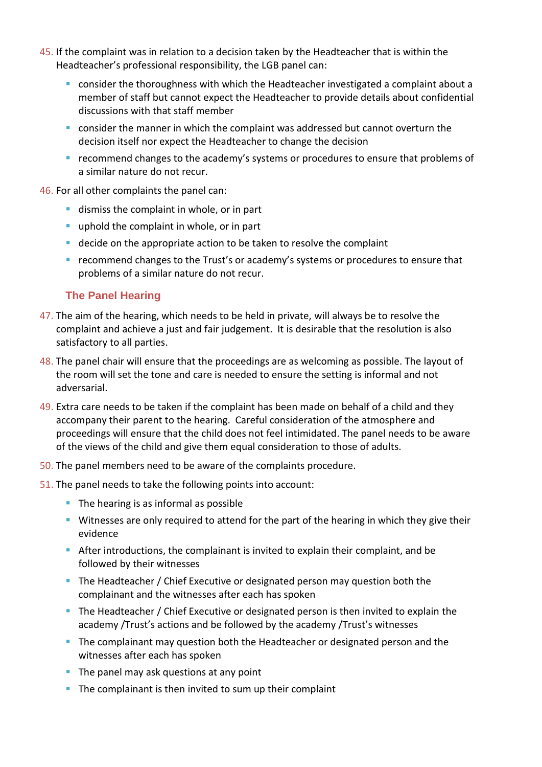45. If the complaint was in relation to a decision taken by the Headteacher that is within the Headteacher's professional responsibility, the LGB panel can:

    - consider the thoroughness with which the Headteacher investigated a complaint about a member of staff but cannot expect the Headteacher to provide details about confidential discussions with that staff member
    - consider the manner in which the complaint was addressed but cannot overturn the decision itself nor expect the Headteacher to change the decision
    - recommend changes to the academy's systems or procedures to ensure that problems of a similar nature do not recur.

46. For all other complaints the panel can:

    - dismiss the complaint in whole, or in part
    - uphold the complaint in whole, or in part
    - decide on the appropriate action to be taken to resolve the complaint
    - recommend changes to the Trust's or academy's systems or procedures to ensure that problems of a similar nature do not recur.

### The Panel Hearing

47. The aim of the hearing, which needs to be held in private, will always be to resolve the complaint and achieve a just and fair judgement. It is desirable that the resolution is also satisfactory to all parties.

48. The panel chair will ensure that the proceedings are as welcoming as possible. The layout of the room will set the tone and care is needed to ensure the setting is informal and not adversarial.

49. Extra care needs to be taken if the complaint has been made on behalf of a child and they accompany their parent to the hearing. Careful consideration of the atmosphere and proceedings will ensure that the child does not feel intimidated. The panel needs to be aware of the views of the child and give them equal consideration to those of adults.

50. The panel members need to be aware of the complaints procedure.

51. The panel needs to take the following points into account:

    - The hearing is as informal as possible
    - Witnesses are only required to attend for the part of the hearing in which they give their evidence
    - After introductions, the complainant is invited to explain their complaint, and be followed by their witnesses
    - The Headteacher / Chief Executive or designated person may question both the complainant and the witnesses after each has spoken
    - The Headteacher / Chief Executive or designated person is then invited to explain the academy /Trust's actions and be followed by the academy /Trust's witnesses
    - The complainant may question both the Headteacher or designated person and the witnesses after each has spoken
    - The panel may ask questions at any point
    - The complainant is then invited to sum up their complaint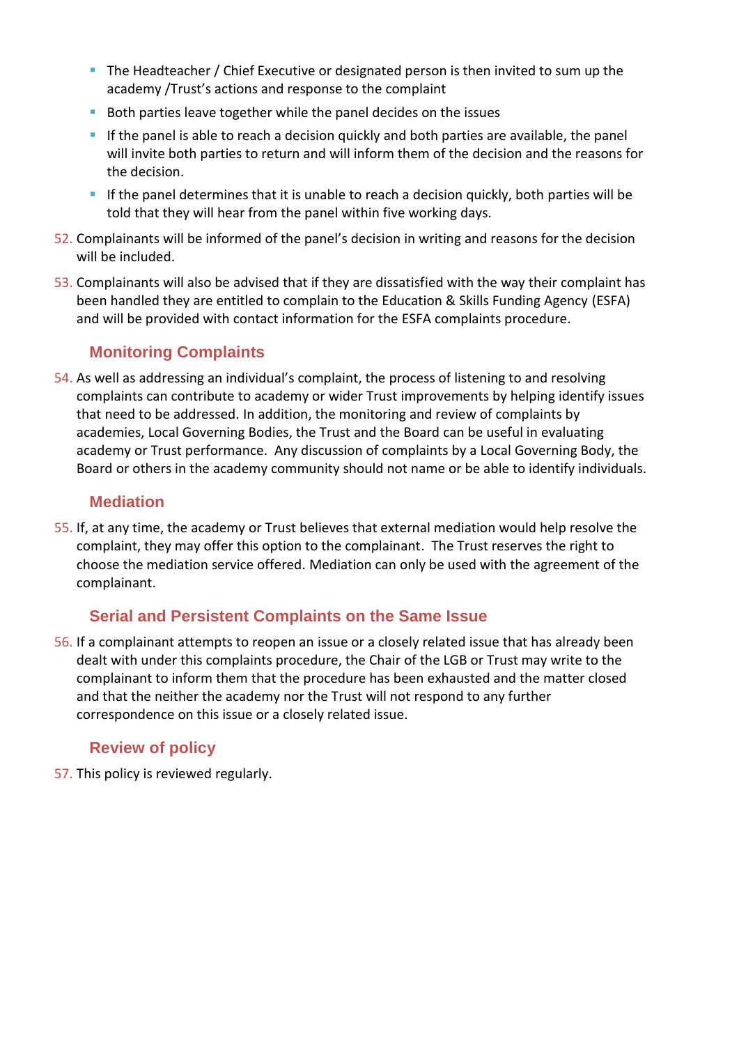- The Headteacher / Chief Executive or designated person is then invited to sum up the academy /Trust's actions and response to the complaint
- Both parties leave together while the panel decides on the issues
- If the panel is able to reach a decision quickly and both parties are available, the panel will invite both parties to return and will inform them of the decision and the reasons for the decision.
- If the panel determines that it is unable to reach a decision quickly, both parties will be told that they will hear from the panel within five working days.

52. Complainants will be informed of the panel's decision in writing and reasons for the decision will be included.
53. Complainants will also be advised that if they are dissatisfied with the way their complaint has been handled they are entitled to complain to the Education & Skills Funding Agency (ESFA) and will be provided with contact information for the ESFA complaints procedure.

## Monitoring Complaints

54. As well as addressing an individual's complaint, the process of listening to and resolving complaints can contribute to academy or wider Trust improvements by helping identify issues that need to be addressed. In addition, the monitoring and review of complaints by academies, Local Governing Bodies, the Trust and the Board can be useful in evaluating academy or Trust performance. Any discussion of complaints by a Local Governing Body, the Board or others in the academy community should not name or be able to identify individuals.

## Mediation

55. If, at any time, the academy or Trust believes that external mediation would help resolve the complaint, they may offer this option to the complainant. The Trust reserves the right to choose the mediation service offered. Mediation can only be used with the agreement of the complainant.

## Serial and Persistent Complaints on the Same Issue

56. If a complainant attempts to reopen an issue or a closely related issue that has already been dealt with under this complaints procedure, the Chair of the LGB or Trust may write to the complainant to inform them that the procedure has been exhausted and the matter closed and that the neither the academy nor the Trust will not respond to any further correspondence on this issue or a closely related issue.

## Review of policy

57. This policy is reviewed regularly.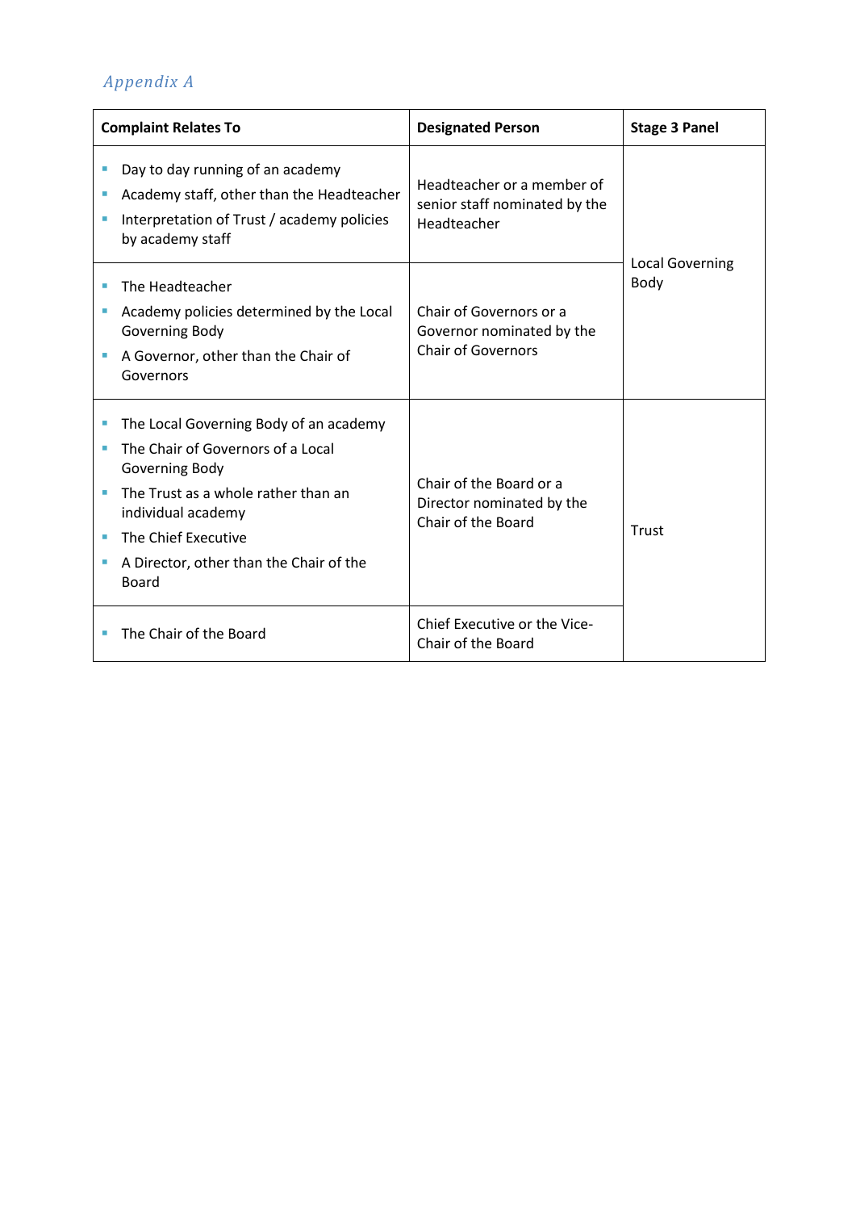## *Appendix A*

| Complaint Relates To | Designated Person | Stage 3 Panel |
| --- | --- | --- |
| • Day to day running of an academy<br>• Academy staff, other than the Headteacher<br>• Interpretation of Trust / academy policies by academy staff | Headteacher or a member of senior staff nominated by the Headteacher | Local Governing Body |
| • The Headteacher<br>• Academy policies determined by the Local Governing Body<br>• A Governor, other than the Chair of Governors | Chair of Governors or a Governor nominated by the Chair of Governors | |
| • The Local Governing Body of an academy<br>• The Chair of Governors of a Local Governing Body<br>• The Trust as a whole rather than an individual academy<br>• The Chief Executive<br>• A Director, other than the Chair of the Board | Chair of the Board or a Director nominated by the Chair of the Board | Trust |
| • The Chair of the Board | Chief Executive or the Vice-Chair of the Board | |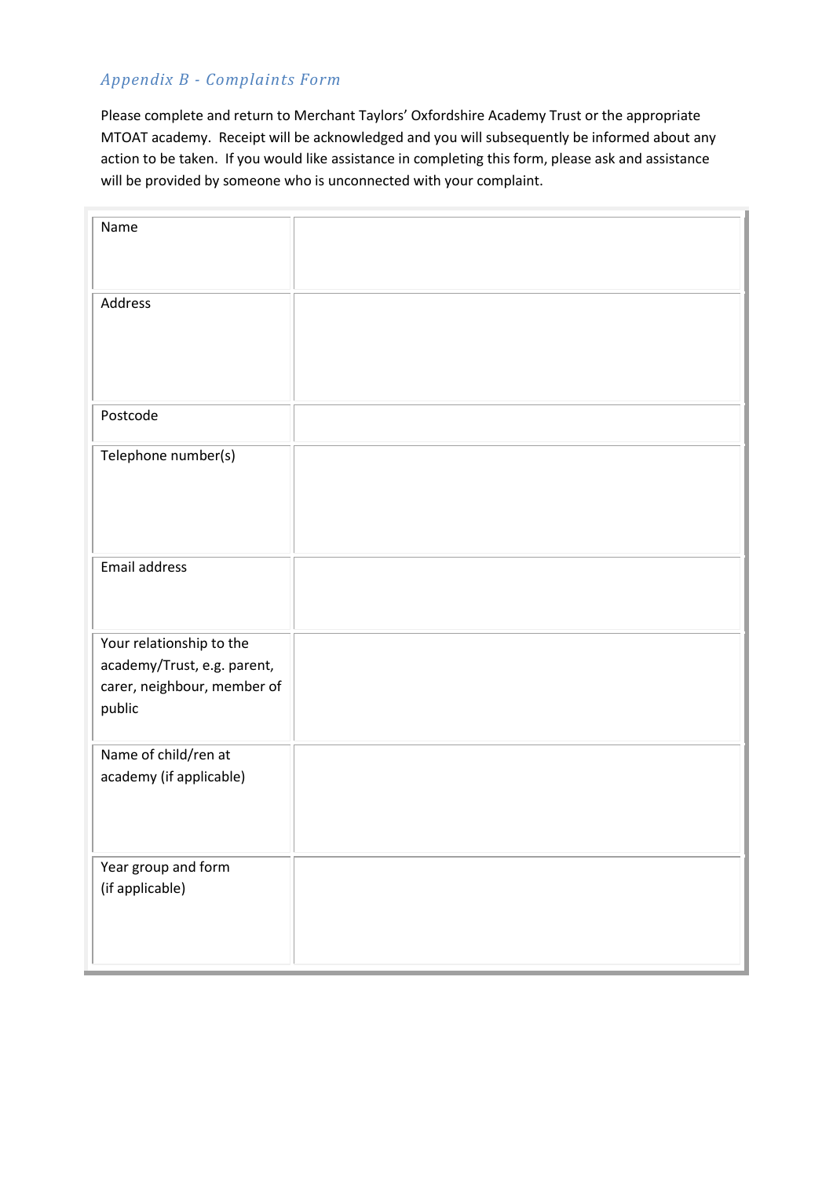## *Appendix B - Complaints Form*

Please complete and return to Merchant Taylors' Oxfordshire Academy Trust or the appropriate MTOAT academy. Receipt will be acknowledged and you will subsequently be informed about any action to be taken. If you would like assistance in completing this form, please ask and assistance will be provided by someone who is unconnected with your complaint.

| | |
|---|---|
| Name | |
| Address | |
| Postcode | |
| Telephone number(s) | |
| Email address | |
| Your relationship to the academy/Trust, e.g. parent, carer, neighbour, member of public | |
| Name of child/ren at academy (if applicable) | |
| Year group and form (if applicable) | |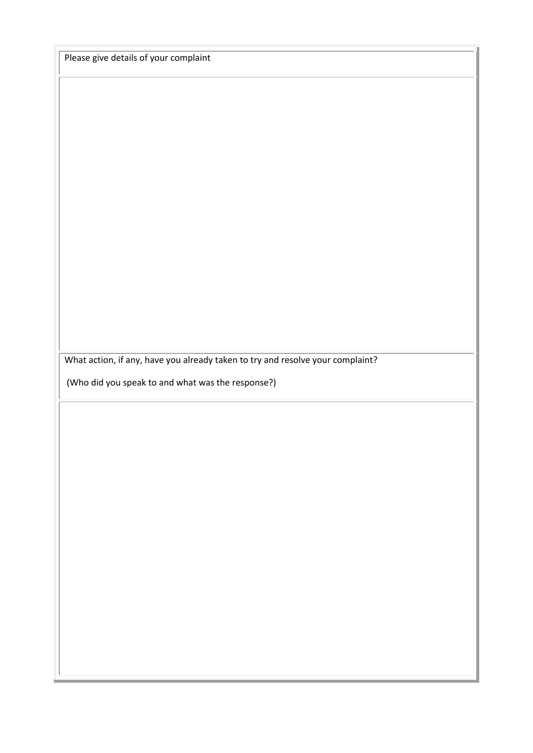| Please give details of your complaint |
| --- |
| |
| What action, if any, have you already taken to try and resolve your complaint?<br><br>(Who did you speak to and what was the response?) |
| |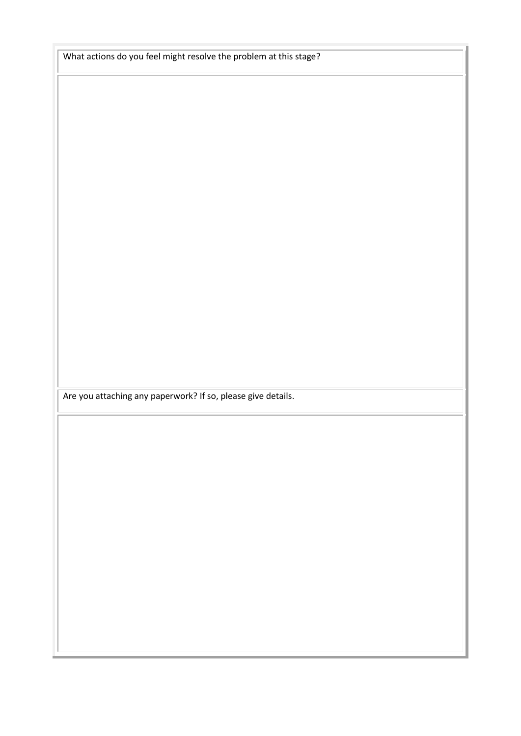What actions do you feel might resolve the problem at this stage?

Are you attaching any paperwork? If so, please give details.